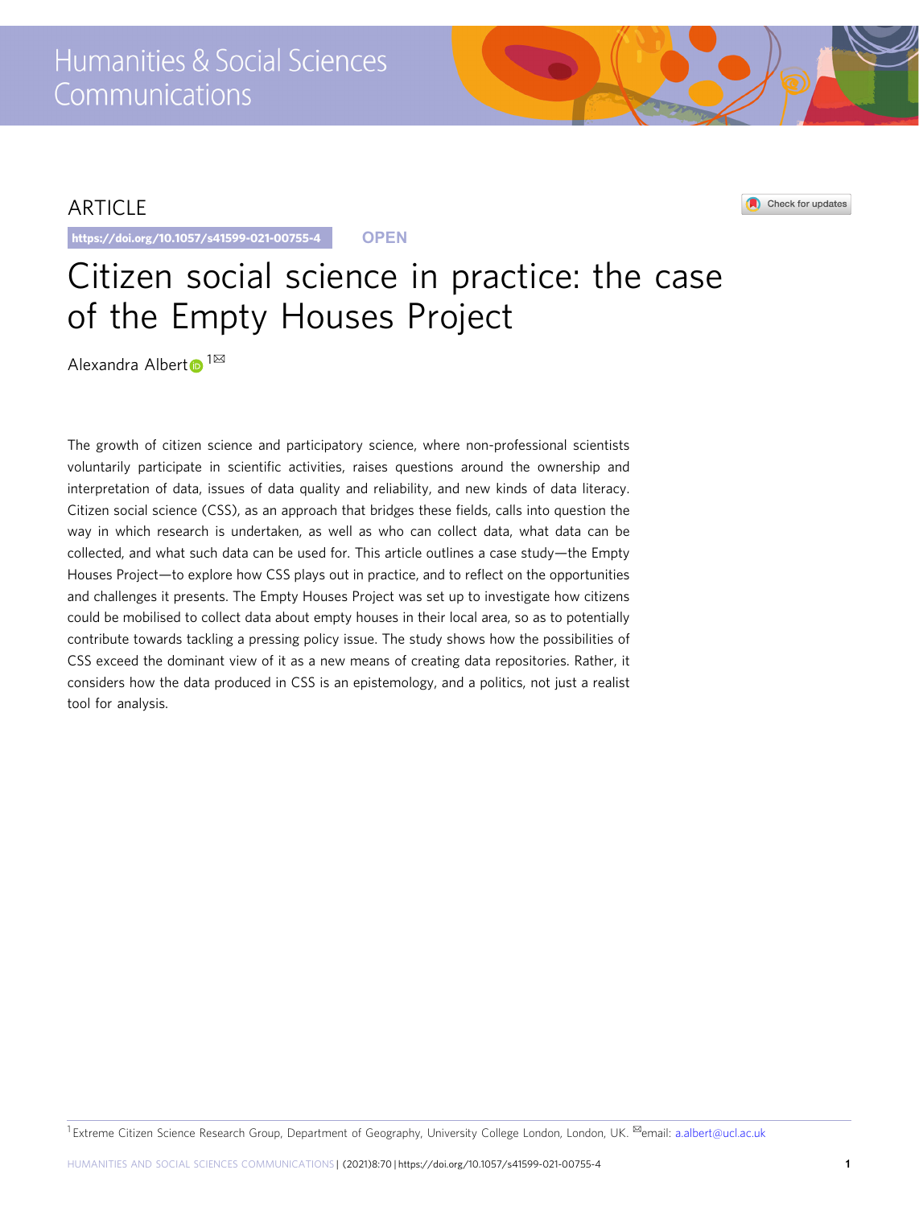ARTICLE

https://doi.org/10.1057/s41599-021-00755-4

OPEN

# Citizen social science in practice: the case of the Empty Houses Project

Alexandra Albert [1]✉

The growth of citizen science and participatory science, where non-professional scientists voluntarily participate in scientific activities, raises questions around the ownership and interpretation of data, issues of data quality and reliability, and new kinds of data literacy. Citizen social science (CSS), as an approach that bridges these fields, calls into question the way in which research is undertaken, as well as who can collect data, what data can be collected, and what such data can be used for. This article outlines a case study—the Empty Houses Project—to explore how CSS plays out in practice, and to reflect on the opportunities and challenges it presents. The Empty Houses Project was set up to investigate how citizens could be mobilised to collect data about empty houses in their local area, so as to potentially contribute towards tackling a pressing policy issue. The study shows how the possibilities of CSS exceed the dominant view of it as a new means of creating data repositories. Rather, it considers how the data produced in CSS is an epistemology, and a politics, not just a realist tool for analysis.

[1] Extreme Citizen Science Research Group, Department of Geography, University College London, London, UK. ✉email: a.albert@ucl.ac.uk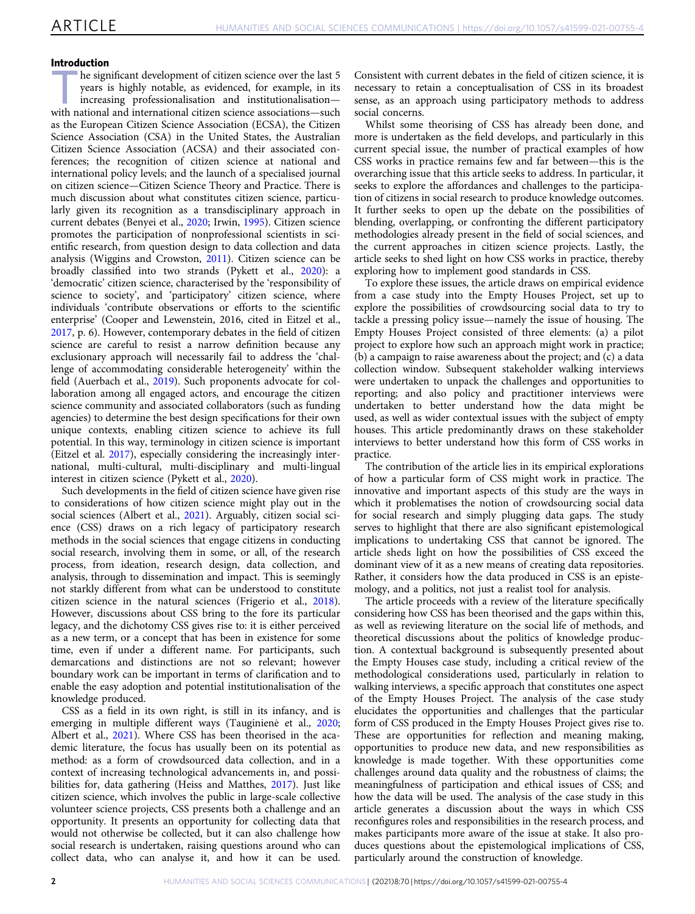## Introduction

The significant development of citizen science over the last 5 years is highly notable, as evidenced, for example, in its increasing professionalisation and institutionalisation—with national and international citizen science associations—such as the European Citizen Science Association (ECSA), the Citizen Science Association (CSA) in the United States, the Australian Citizen Science Association (ACSA) and their associated conferences; the recognition of citizen science at national and international policy levels; and the launch of a specialised journal on citizen science—Citizen Science Theory and Practice. There is much discussion about what constitutes citizen science, particularly given its recognition as a transdisciplinary approach in current debates (Benyei et al., 2020; Irwin, 1995). Citizen science promotes the participation of nonprofessional scientists in scientific research, from question design to data collection and data analysis (Wiggins and Crowston, 2011). Citizen science can be broadly classified into two strands (Pykett et al., 2020): a 'democratic' citizen science, characterised by the 'responsibility of science to society', and 'participatory' citizen science, where individuals 'contribute observations or efforts to the scientific enterprise' (Cooper and Lewenstein, 2016, cited in Eitzel et al., 2017, p. 6). However, contemporary debates in the field of citizen science are careful to resist a narrow definition because any exclusionary approach will necessarily fail to address the 'challenge of accommodating considerable heterogeneity' within the field (Auerbach et al., 2019). Such proponents advocate for collaboration among all engaged actors, and encourage the citizen science community and associated collaborators (such as funding agencies) to determine the best design specifications for their own unique contexts, enabling citizen science to achieve its full potential. In this way, terminology in citizen science is important (Eitzel et al. 2017), especially considering the increasingly international, multi-cultural, multi-disciplinary and multi-lingual interest in citizen science (Pykett et al., 2020).

Such developments in the field of citizen science have given rise to considerations of how citizen science might play out in the social sciences (Albert et al., 2021). Arguably, citizen social science (CSS) draws on a rich legacy of participatory research methods in the social sciences that engage citizens in conducting social research, involving them in some, or all, of the research process, from ideation, research design, data collection, and analysis, through to dissemination and impact. This is seemingly not starkly different from what can be understood to constitute citizen science in the natural sciences (Frigerio et al., 2018). However, discussions about CSS bring to the fore its particular legacy, and the dichotomy CSS gives rise to: it is either perceived as a new term, or a concept that has been in existence for some time, even if under a different name. For participants, such demarcations and distinctions are not so relevant; however boundary work can be important in terms of clarification and to enable the easy adoption and potential institutionalisation of the knowledge produced.

CSS as a field in its own right, is still in its infancy, and is emerging in multiple different ways (Tauginienė et al., 2020; Albert et al., 2021). Where CSS has been theorised in the academic literature, the focus has usually been on its potential as method: as a form of crowdsourced data collection, and in a context of increasing technological advancements in, and possibilities for, data gathering (Heiss and Matthes, 2017). Just like citizen science, which involves the public in large-scale collective volunteer science projects, CSS presents both a challenge and an opportunity. It presents an opportunity for collecting data that would not otherwise be collected, but it can also challenge how social research is undertaken, raising questions around who can collect data, who can analyse it, and how it can be used. Consistent with current debates in the field of citizen science, it is necessary to retain a conceptualisation of CSS in its broadest sense, as an approach using participatory methods to address social concerns.

Whilst some theorising of CSS has already been done, and more is undertaken as the field develops, and particularly in this current special issue, the number of practical examples of how CSS works in practice remains few and far between—this is the overarching issue that this article seeks to address. In particular, it seeks to explore the affordances and challenges to the participation of citizens in social research to produce knowledge outcomes. It further seeks to open up the debate on the possibilities of blending, overlapping, or confronting the different participatory methodologies already present in the field of social sciences, and the current approaches in citizen science projects. Lastly, the article seeks to shed light on how CSS works in practice, thereby exploring how to implement good standards in CSS.

To explore these issues, the article draws on empirical evidence from a case study into the Empty Houses Project, set up to explore the possibilities of crowdsourcing social data to try to tackle a pressing policy issue—namely the issue of housing. The Empty Houses Project consisted of three elements: (a) a pilot project to explore how such an approach might work in practice; (b) a campaign to raise awareness about the project; and (c) a data collection window. Subsequent stakeholder walking interviews were undertaken to unpack the challenges and opportunities to reporting; and also policy and practitioner interviews were undertaken to better understand how the data might be used, as well as wider contextual issues with the subject of empty houses. This article predominantly draws on these stakeholder interviews to better understand how this form of CSS works in practice.

The contribution of the article lies in its empirical explorations of how a particular form of CSS might work in practice. The innovative and important aspects of this study are the ways in which it problematises the notion of crowdsourcing social data for social research and simply plugging data gaps. The study serves to highlight that there are also significant epistemological implications to undertaking CSS that cannot be ignored. The article sheds light on how the possibilities of CSS exceed the dominant view of it as a new means of creating data repositories. Rather, it considers how the data produced in CSS is an epistemology, and a politics, not just a realist tool for analysis.

The article proceeds with a review of the literature specifically considering how CSS has been theorised and the gaps within this, as well as reviewing literature on the social life of methods, and theoretical discussions about the politics of knowledge production. A contextual background is subsequently presented about the Empty Houses case study, including a critical review of the methodological considerations used, particularly in relation to walking interviews, a specific approach that constitutes one aspect of the Empty Houses Project. The analysis of the case study elucidates the opportunities and challenges that the particular form of CSS produced in the Empty Houses Project gives rise to. These are opportunities for reflection and meaning making, opportunities to produce new data, and new responsibilities as knowledge is made together. With these opportunities come challenges around data quality and the robustness of claims; the meaningfulness of participation and ethical issues of CSS; and how the data will be used. The analysis of the case study in this article generates a discussion about the ways in which CSS reconfigures roles and responsibilities in the research process, and makes participants more aware of the issue at stake. It also produces questions about the epistemological implications of CSS, particularly around the construction of knowledge.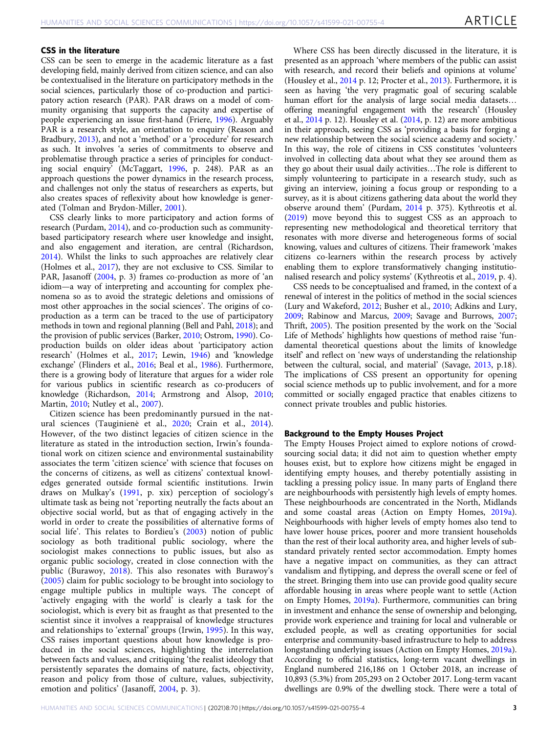### CSS in the literature

CSS can be seen to emerge in the academic literature as a fast developing field, mainly derived from citizen science, and can also be contextualised in the literature on participatory methods in the social sciences, particularly those of co-production and participatory action research (PAR). PAR draws on a model of community organising that supports the capacity and expertise of people experiencing an issue first-hand (Friere, 1996). Arguably PAR is a research style, an orientation to enquiry (Reason and Bradbury, 2013), and not a 'method' or a 'procedure' for research as such. It involves 'a series of commitments to observe and problematise through practice a series of principles for conducting social enquiry' (McTaggart, 1996, p. 248). PAR as an approach questions the power dynamics in the research process, and challenges not only the status of researchers as experts, but also creates spaces of reflexivity about how knowledge is generated (Tolman and Brydon-Miller, 2001).

CSS clearly links to more participatory and action forms of research (Purdam, 2014), and co-production such as community-based participatory research where user knowledge and insight, and also engagement and iteration, are central (Richardson, 2014). Whilst the links to such approaches are relatively clear (Holmes et al., 2017), they are not exclusive to CSS. Similar to PAR, Jasanoff (2004, p. 3) frames co-production as more of 'an idiom—a way of interpreting and accounting for complex phenomena so as to avoid the strategic deletions and omissions of most other approaches in the social sciences'. The origins of co-production as a term can be traced to the use of participatory methods in town and regional planning (Bell and Pahl, 2018); and the provision of public services (Barker, 2010; Ostrom, 1990). Co-production builds on older ideas about 'participatory action research' (Holmes et al., 2017; Lewin, 1946) and 'knowledge exchange' (Flinders et al., 2016; Beal et al., 1986). Furthermore, there is a growing body of literature that argues for a wider role for various publics in scientific research as co-producers of knowledge (Richardson, 2014; Armstrong and Alsop, 2010; Martin, 2010; Nutley et al., 2007).

Citizen science has been predominantly pursued in the natural sciences (Tauginienė et al., 2020; Crain et al., 2014). However, of the two distinct legacies of citizen science in the literature as stated in the introduction section, Irwin's foundational work on citizen science and environmental sustainability associates the term 'citizen science' with science that focuses on the concerns of citizens, as well as citizens' contextual knowledges generated outside formal scientific institutions. Irwin draws on Mulkay's (1991, p. xix) perception of sociology's ultimate task as being not 'reporting neutrally the facts about an objective social world, but as that of engaging actively in the world in order to create the possibilities of alternative forms of social life'. This relates to Bordieu's (2003) notion of public sociology as both traditional public sociology, where the sociologist makes connections to public issues, but also as organic public sociology, created in close connection with the public (Burawoy, 2018). This also resonates with Burawoy's (2005) claim for public sociology to be brought into sociology to engage multiple publics in multiple ways. The concept of 'actively engaging with the world' is clearly a task for the sociologist, which is every bit as fraught as that presented to the scientist since it involves a reappraisal of knowledge structures and relationships to 'external' groups (Irwin, 1995). In this way, CSS raises important questions about how knowledge is produced in the social sciences, highlighting the interrelation between facts and values, and critiquing 'the realist ideology that persistently separates the domains of nature, facts, objectivity, reason and policy from those of culture, values, subjectivity, emotion and politics' (Jasanoff, 2004, p. 3).

Where CSS has been directly discussed in the literature, it is presented as an approach 'where members of the public can assist with research, and record their beliefs and opinions at volume' (Housley et al., 2014 p. 12; Procter et al., 2013). Furthermore, it is seen as having 'the very pragmatic goal of securing scalable human effort for the analysis of large social media datasets… offering meaningful engagement with the research' (Housley et al., 2014 p. 12). Housley et al. (2014, p. 12) are more ambitious in their approach, seeing CSS as 'providing a basis for forging a new relationship between the social science academy and society.' In this way, the role of citizens in CSS constitutes 'volunteers involved in collecting data about what they see around them as they go about their usual daily activities…The role is different to simply volunteering to participate in a research study, such as giving an interview, joining a focus group or responding to a survey, as it is about citizens gathering data about the world they observe around them' (Purdam, 2014 p. 375). Kythreotis et al. (2019) move beyond this to suggest CSS as an approach to representing new methodological and theoretical territory that resonates with more diverse and heterogeneous forms of social knowing, values and cultures of citizens. Their framework 'makes citizens co-learners within the research process by actively enabling them to explore transformatively changing institutionalised research and policy systems' (Kythreotis et al., 2019, p. 4).

CSS needs to be conceptualised and framed, in the context of a renewal of interest in the politics of method in the social sciences (Lury and Wakeford, 2012; Busher et al., 2010; Adkins and Lury, 2009; Rabinow and Marcus, 2009; Savage and Burrows, 2007; Thrift, 2005). The position presented by the work on the 'Social Life of Methods' highlights how questions of method raise 'fundamental theoretical questions about the limits of knowledge itself' and reflect on 'new ways of understanding the relationship between the cultural, social, and material' (Savage, 2013, p.18). The implications of CSS present an opportunity for opening social science methods up to public involvement, and for a more committed or socially engaged practice that enables citizens to connect private troubles and public histories.

### Background to the Empty Houses Project

The Empty Houses Project aimed to explore notions of crowdsourcing social data; it did not aim to question whether empty houses exist, but to explore how citizens might be engaged in identifying empty houses, and thereby potentially assisting in tackling a pressing policy issue. In many parts of England there are neighbourhoods with persistently high levels of empty homes. These neighbourhoods are concentrated in the North, Midlands and some coastal areas (Action on Empty Homes, 2019a). Neighbourhoods with higher levels of empty homes also tend to have lower house prices, poorer and more transient households than the rest of their local authority area, and higher levels of substandard privately rented sector accommodation. Empty homes have a negative impact on communities, as they can attract vandalism and flytipping, and depress the overall scene or feel of the street. Bringing them into use can provide good quality secure affordable housing in areas where people want to settle (Action on Empty Homes, 2019a). Furthermore, communities can bring in investment and enhance the sense of ownership and belonging, provide work experience and training for local and vulnerable or excluded people, as well as creating opportunities for social enterprise and community-based infrastructure to help to address longstanding underlying issues (Action on Empty Homes, 2019a). According to official statistics, long-term vacant dwellings in England numbered 216,186 on 1 October 2018, an increase of 10,893 (5.3%) from 205,293 on 2 October 2017. Long-term vacant dwellings are 0.9% of the dwelling stock. There were a total of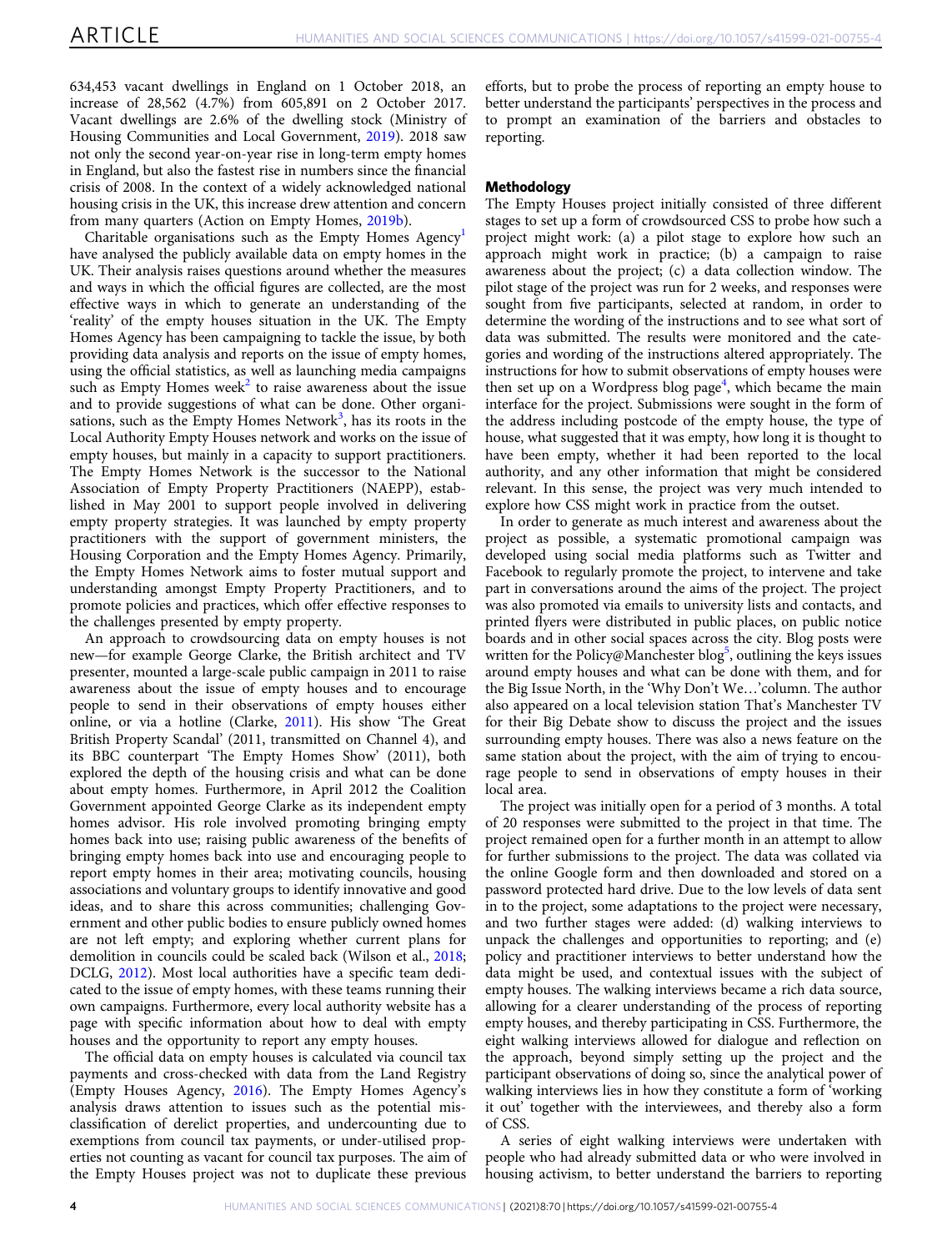634,453 vacant dwellings in England on 1 October 2018, an increase of 28,562 (4.7%) from 605,891 on 2 October 2017. Vacant dwellings are 2.6% of the dwelling stock (Ministry of Housing Communities and Local Government, 2019). 2018 saw not only the second year-on-year rise in long-term empty homes in England, but also the fastest rise in numbers since the financial crisis of 2008. In the context of a widely acknowledged national housing crisis in the UK, this increase drew attention and concern from many quarters (Action on Empty Homes, 2019b).

Charitable organisations such as the Empty Homes Agency[1] have analysed the publicly available data on empty homes in the UK. Their analysis raises questions around whether the measures and ways in which the official figures are collected, are the most effective ways in which to generate an understanding of the 'reality' of the empty houses situation in the UK. The Empty Homes Agency has been campaigning to tackle the issue, by both providing data analysis and reports on the issue of empty homes, using the official statistics, as well as launching media campaigns such as Empty Homes week[2] to raise awareness about the issue and to provide suggestions of what can be done. Other organisations, such as the Empty Homes Network[3], has its roots in the Local Authority Empty Houses network and works on the issue of empty houses, but mainly in a capacity to support practitioners. The Empty Homes Network is the successor to the National Association of Empty Property Practitioners (NAEPP), established in May 2001 to support people involved in delivering empty property strategies. It was launched by empty property practitioners with the support of government ministers, the Housing Corporation and the Empty Homes Agency. Primarily, the Empty Homes Network aims to foster mutual support and understanding amongst Empty Property Practitioners, and to promote policies and practices, which offer effective responses to the challenges presented by empty property.

An approach to crowdsourcing data on empty houses is not new—for example George Clarke, the British architect and TV presenter, mounted a large-scale public campaign in 2011 to raise awareness about the issue of empty houses and to encourage people to send in their observations of empty houses either online, or via a hotline (Clarke, 2011). His show 'The Great British Property Scandal' (2011, transmitted on Channel 4), and its BBC counterpart 'The Empty Homes Show' (2011), both explored the depth of the housing crisis and what can be done about empty homes. Furthermore, in April 2012 the Coalition Government appointed George Clarke as its independent empty homes advisor. His role involved promoting bringing empty homes back into use; raising public awareness of the benefits of bringing empty homes back into use and encouraging people to report empty homes in their area; motivating councils, housing associations and voluntary groups to identify innovative and good ideas, and to share this across communities; challenging Government and other public bodies to ensure publicly owned homes are not left empty; and exploring whether current plans for demolition in councils could be scaled back (Wilson et al., 2018; DCLG, 2012). Most local authorities have a specific team dedicated to the issue of empty homes, with these teams running their own campaigns. Furthermore, every local authority website has a page with specific information about how to deal with empty houses and the opportunity to report any empty houses.

The official data on empty houses is calculated via council tax payments and cross-checked with data from the Land Registry (Empty Houses Agency, 2016). The Empty Homes Agency's analysis draws attention to issues such as the potential misclassification of derelict properties, and undercounting due to exemptions from council tax payments, or under-utilised properties not counting as vacant for council tax purposes. The aim of the Empty Houses project was not to duplicate these previous efforts, but to probe the process of reporting an empty house to better understand the participants' perspectives in the process and to prompt an examination of the barriers and obstacles to reporting.

## Methodology

The Empty Houses project initially consisted of three different stages to set up a form of crowdsourced CSS to probe how such a project might work: (a) a pilot stage to explore how such an approach might work in practice; (b) a campaign to raise awareness about the project; (c) a data collection window. The pilot stage of the project was run for 2 weeks, and responses were sought from five participants, selected at random, in order to determine the wording of the instructions and to see what sort of data was submitted. The results were monitored and the categories and wording of the instructions altered appropriately. The instructions for how to submit observations of empty houses were then set up on a Wordpress blog page[4], which became the main interface for the project. Submissions were sought in the form of the address including postcode of the empty house, the type of house, what suggested that it was empty, how long it is thought to have been empty, whether it had been reported to the local authority, and any other information that might be considered relevant. In this sense, the project was very much intended to explore how CSS might work in practice from the outset.

In order to generate as much interest and awareness about the project as possible, a systematic promotional campaign was developed using social media platforms such as Twitter and Facebook to regularly promote the project, to intervene and take part in conversations around the aims of the project. The project was also promoted via emails to university lists and contacts, and printed flyers were distributed in public places, on public notice boards and in other social spaces across the city. Blog posts were written for the Policy@Manchester blog[5], outlining the keys issues around empty houses and what can be done with them, and for the Big Issue North, in the 'Why Don't We…'column. The author also appeared on a local television station That's Manchester TV for their Big Debate show to discuss the project and the issues surrounding empty houses. There was also a news feature on the same station about the project, with the aim of trying to encourage people to send in observations of empty houses in their local area.

The project was initially open for a period of 3 months. A total of 20 responses were submitted to the project in that time. The project remained open for a further month in an attempt to allow for further submissions to the project. The data was collated via the online Google form and then downloaded and stored on a password protected hard drive. Due to the low levels of data sent in to the project, some adaptations to the project were necessary, and two further stages were added: (d) walking interviews to unpack the challenges and opportunities to reporting; and (e) policy and practitioner interviews to better understand how the data might be used, and contextual issues with the subject of empty houses. The walking interviews became a rich data source, allowing for a clearer understanding of the process of reporting empty houses, and thereby participating in CSS. Furthermore, the eight walking interviews allowed for dialogue and reflection on the approach, beyond simply setting up the project and the participant observations of doing so, since the analytical power of walking interviews lies in how they constitute a form of 'working it out' together with the interviewees, and thereby also a form of CSS.

A series of eight walking interviews were undertaken with people who had already submitted data or who were involved in housing activism, to better understand the barriers to reporting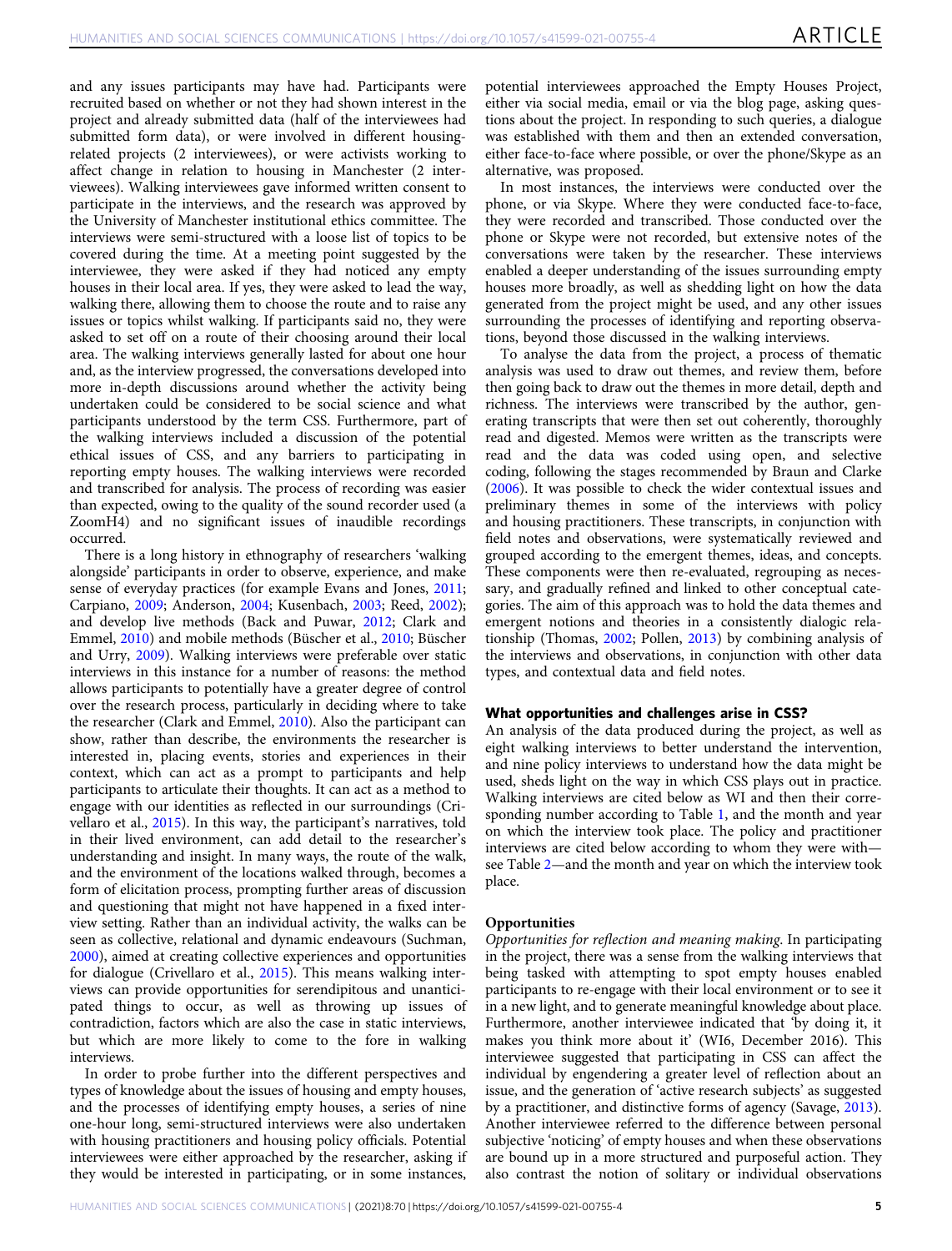and any issues participants may have had. Participants were recruited based on whether or not they had shown interest in the project and already submitted data (half of the interviewees had submitted form data), or were involved in different housing-related projects (2 interviewees), or were activists working to affect change in relation to housing in Manchester (2 interviewees). Walking interviewees gave informed written consent to participate in the interviews, and the research was approved by the University of Manchester institutional ethics committee. The interviews were semi-structured with a loose list of topics to be covered during the time. At a meeting point suggested by the interviewee, they were asked if they had noticed any empty houses in their local area. If yes, they were asked to lead the way, walking there, allowing them to choose the route and to raise any issues or topics whilst walking. If participants said no, they were asked to set off on a route of their choosing around their local area. The walking interviews generally lasted for about one hour and, as the interview progressed, the conversations developed into more in-depth discussions around whether the activity being undertaken could be considered to be social science and what participants understood by the term CSS. Furthermore, part of the walking interviews included a discussion of the potential ethical issues of CSS, and any barriers to participating in reporting empty houses. The walking interviews were recorded and transcribed for analysis. The process of recording was easier than expected, owing to the quality of the sound recorder used (a ZoomH4) and no significant issues of inaudible recordings occurred.

There is a long history in ethnography of researchers 'walking alongside' participants in order to observe, experience, and make sense of everyday practices (for example Evans and Jones, 2011; Carpiano, 2009; Anderson, 2004; Kusenbach, 2003; Reed, 2002); and develop live methods (Back and Puwar, 2012; Clark and Emmel, 2010) and mobile methods (Büscher et al., 2010; Büscher and Urry, 2009). Walking interviews were preferable over static interviews in this instance for a number of reasons: the method allows participants to potentially have a greater degree of control over the research process, particularly in deciding where to take the researcher (Clark and Emmel, 2010). Also the participant can show, rather than describe, the environments the researcher is interested in, placing events, stories and experiences in their context, which can act as a prompt to participants and help participants to articulate their thoughts. It can act as a method to engage with our identities as reflected in our surroundings (Crivellaro et al., 2015). In this way, the participant's narratives, told in their lived environment, can add detail to the researcher's understanding and insight. In many ways, the route of the walk, and the environment of the locations walked through, becomes a form of elicitation process, prompting further areas of discussion and questioning that might not have happened in a fixed interview setting. Rather than an individual activity, the walks can be seen as collective, relational and dynamic endeavours (Suchman, 2000), aimed at creating collective experiences and opportunities for dialogue (Crivellaro et al., 2015). This means walking interviews can provide opportunities for serendipitous and unanticipated things to occur, as well as throwing up issues of contradiction, factors which are also the case in static interviews, but which are more likely to come to the fore in walking interviews.

In order to probe further into the different perspectives and types of knowledge about the issues of housing and empty houses, and the processes of identifying empty houses, a series of nine one-hour long, semi-structured interviews were also undertaken with housing practitioners and housing policy officials. Potential interviewees were either approached by the researcher, asking if they would be interested in participating, or in some instances, potential interviewees approached the Empty Houses Project, either via social media, email or via the blog page, asking questions about the project. In responding to such queries, a dialogue was established with them and then an extended conversation, either face-to-face where possible, or over the phone/Skype as an alternative, was proposed.

In most instances, the interviews were conducted over the phone, or via Skype. Where they were conducted face-to-face, they were recorded and transcribed. Those conducted over the phone or Skype were not recorded, but extensive notes of the conversations were taken by the researcher. These interviews enabled a deeper understanding of the issues surrounding empty houses more broadly, as well as shedding light on how the data generated from the project might be used, and any other issues surrounding the processes of identifying and reporting observations, beyond those discussed in the walking interviews.

To analyse the data from the project, a process of thematic analysis was used to draw out themes, and review them, before then going back to draw out the themes in more detail, depth and richness. The interviews were transcribed by the author, generating transcripts that were then set out coherently, thoroughly read and digested. Memos were written as the transcripts were read and the data was coded using open, and selective coding, following the stages recommended by Braun and Clarke (2006). It was possible to check the wider contextual issues and preliminary themes in some of the interviews with policy and housing practitioners. These transcripts, in conjunction with field notes and observations, were systematically reviewed and grouped according to the emergent themes, ideas, and concepts. These components were then re-evaluated, regrouping as necessary, and gradually refined and linked to other conceptual categories. The aim of this approach was to hold the data themes and emergent notions and theories in a consistently dialogic relationship (Thomas, 2002; Pollen, 2013) by combining analysis of the interviews and observations, in conjunction with other data types, and contextual data and field notes.

## What opportunities and challenges arise in CSS?

An analysis of the data produced during the project, as well as eight walking interviews to better understand the intervention, and nine policy interviews to understand how the data might be used, sheds light on the way in which CSS plays out in practice. Walking interviews are cited below as WI and then their corresponding number according to Table 1, and the month and year on which the interview took place. The policy and practitioner interviews are cited below according to whom they were with—see Table 2—and the month and year on which the interview took place.

### Opportunities

*Opportunities for reflection and meaning making*. In participating in the project, there was a sense from the walking interviews that being tasked with attempting to spot empty houses enabled participants to re-engage with their local environment or to see it in a new light, and to generate meaningful knowledge about place. Furthermore, another interviewee indicated that 'by doing it, it makes you think more about it' (WI6, December 2016). This interviewee suggested that participating in CSS can affect the individual by engendering a greater level of reflection about an issue, and the generation of 'active research subjects' as suggested by a practitioner, and distinctive forms of agency (Savage, 2013). Another interviewee referred to the difference between personal subjective 'noticing' of empty houses and when these observations are bound up in a more structured and purposeful action. They also contrast the notion of solitary or individual observations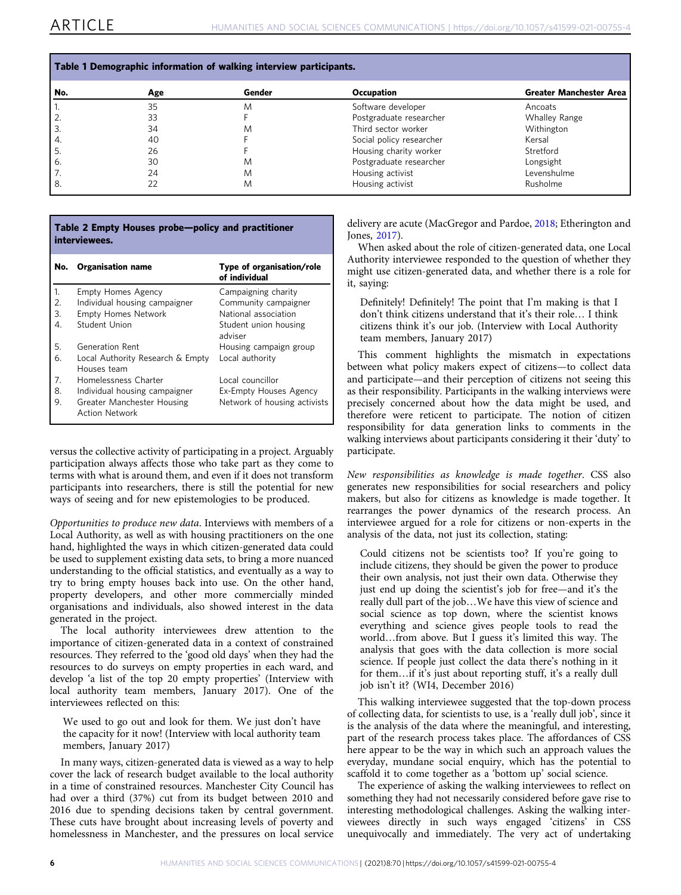**Table 1 Demographic information of walking interview participants.**

| No. | Age | Gender | Occupation | Greater Manchester Area |
|---|---|---|---|---|
| 1. | 35 | M | Software developer | Ancoats |
| 2. | 33 | F | Postgraduate researcher | Whalley Range |
| 3. | 34 | M | Third sector worker | Withington |
| 4. | 40 | F | Social policy researcher | Kersal |
| 5. | 26 | F | Housing charity worker | Stretford |
| 6. | 30 | M | Postgraduate researcher | Longsight |
| 7. | 24 | M | Housing activist | Levenshulme |
| 8. | 22 | M | Housing activist | Rusholme |

**Table 2 Empty Houses probe—policy and practitioner interviewees.**

| No. | Organisation name | Type of organisation/role of individual |
|---|---|---|
| 1. | Empty Homes Agency | Campaigning charity |
| 2. | Individual housing campaigner | Community campaigner |
| 3. | Empty Homes Network | National association |
| 4. | Student Union | Student union housing adviser |
| 5. | Generation Rent | Housing campaign group |
| 6. | Local Authority Research & Empty Houses team | Local authority |
| 7. | Homelessness Charter | Local councillor |
| 8. | Individual housing campaigner | Ex-Empty Houses Agency |
| 9. | Greater Manchester Housing Action Network | Network of housing activists |

versus the collective activity of participating in a project. Arguably participation always affects those who take part as they come to terms with what is around them, and even if it does not transform participants into researchers, there is still the potential for new ways of seeing and for new epistemologies to be produced.

*Opportunities to produce new data*. Interviews with members of a Local Authority, as well as with housing practitioners on the one hand, highlighted the ways in which citizen-generated data could be used to supplement existing data sets, to bring a more nuanced understanding to the official statistics, and eventually as a way to try to bring empty houses back into use. On the other hand, property developers, and other more commercially minded organisations and individuals, also showed interest in the data generated in the project.

The local authority interviewees drew attention to the importance of citizen-generated data in a context of constrained resources. They referred to the 'good old days' when they had the resources to do surveys on empty properties in each ward, and develop 'a list of the top 20 empty properties' (Interview with local authority team members, January 2017). One of the interviewees reflected on this:

> We used to go out and look for them. We just don't have the capacity for it now! (Interview with local authority team members, January 2017)

In many ways, citizen-generated data is viewed as a way to help cover the lack of research budget available to the local authority in a time of constrained resources. Manchester City Council has had over a third (37%) cut from its budget between 2010 and 2016 due to spending decisions taken by central government. These cuts have brought about increasing levels of poverty and homelessness in Manchester, and the pressures on local service delivery are acute (MacGregor and Pardoe, 2018; Etherington and Jones, 2017).

When asked about the role of citizen-generated data, one Local Authority interviewee responded to the question of whether they might use citizen-generated data, and whether there is a role for it, saying:

> Definitely! Definitely! The point that I'm making is that I don't think citizens understand that it's their role… I think citizens think it's our job. (Interview with Local Authority team members, January 2017)

This comment highlights the mismatch in expectations between what policy makers expect of citizens—to collect data and participate—and their perception of citizens not seeing this as their responsibility. Participants in the walking interviews were precisely concerned about how the data might be used, and therefore were reticent to participate. The notion of citizen responsibility for data generation links to comments in the walking interviews about participants considering it their 'duty' to participate.

*New responsibilities as knowledge is made together*. CSS also generates new responsibilities for social researchers and policy makers, but also for citizens as knowledge is made together. It rearranges the power dynamics of the research process. An interviewee argued for a role for citizens or non-experts in the analysis of the data, not just its collection, stating:

> Could citizens not be scientists too? If you're going to include citizens, they should be given the power to produce their own analysis, not just their own data. Otherwise they just end up doing the scientist's job for free—and it's the really dull part of the job…We have this view of science and social science as top down, where the scientist knows everything and science gives people tools to read the world…from above. But I guess it's limited this way. The analysis that goes with the data collection is more social science. If people just collect the data there's nothing in it for them…if it's just about reporting stuff, it's a really dull job isn't it? (WI4, December 2016)

This walking interviewee suggested that the top-down process of collecting data, for scientists to use, is a 'really dull job', since it is the analysis of the data where the meaningful, and interesting, part of the research process takes place. The affordances of CSS here appear to be the way in which such an approach values the everyday, mundane social enquiry, which has the potential to scaffold it to come together as a 'bottom up' social science.

The experience of asking the walking interviewees to reflect on something they had not necessarily considered before gave rise to interesting methodological challenges. Asking the walking interviewees directly in such ways engaged 'citizens' in CSS unequivocally and immediately. The very act of undertaking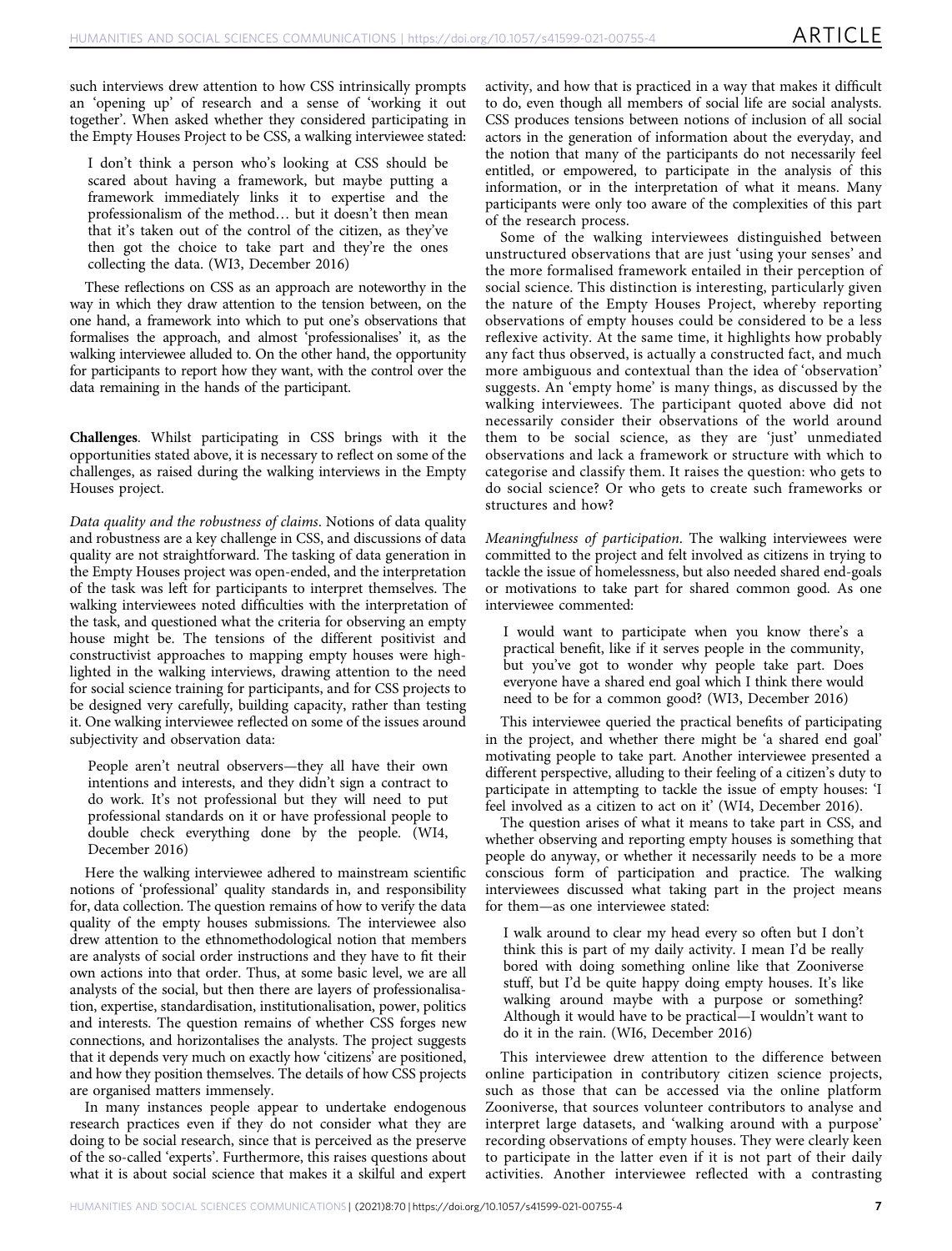such interviews drew attention to how CSS intrinsically prompts an 'opening up' of research and a sense of 'working it out together'. When asked whether they considered participating in the Empty Houses Project to be CSS, a walking interviewee stated:

> I don't think a person who's looking at CSS should be scared about having a framework, but maybe putting a framework immediately links it to expertise and the professionalism of the method… but it doesn't then mean that it's taken out of the control of the citizen, as they've then got the choice to take part and they're the ones collecting the data. (WI3, December 2016)

These reflections on CSS as an approach are noteworthy in the way in which they draw attention to the tension between, on the one hand, a framework into which to put one's observations that formalises the approach, and almost 'professionalises' it, as the walking interviewee alluded to. On the other hand, the opportunity for participants to report how they want, with the control over the data remaining in the hands of the participant.

**Challenges**. Whilst participating in CSS brings with it the opportunities stated above, it is necessary to reflect on some of the challenges, as raised during the walking interviews in the Empty Houses project.

*Data quality and the robustness of claims*. Notions of data quality and robustness are a key challenge in CSS, and discussions of data quality are not straightforward. The tasking of data generation in the Empty Houses project was open-ended, and the interpretation of the task was left for participants to interpret themselves. The walking interviewees noted difficulties with the interpretation of the task, and questioned what the criteria for observing an empty house might be. The tensions of the different positivist and constructivist approaches to mapping empty houses were highlighted in the walking interviews, drawing attention to the need for social science training for participants, and for CSS projects to be designed very carefully, building capacity, rather than testing it. One walking interviewee reflected on some of the issues around subjectivity and observation data:

> People aren't neutral observers—they all have their own intentions and interests, and they didn't sign a contract to do work. It's not professional but they will need to put professional standards on it or have professional people to double check everything done by the people. (WI4, December 2016)

Here the walking interviewee adhered to mainstream scientific notions of 'professional' quality standards in, and responsibility for, data collection. The question remains of how to verify the data quality of the empty houses submissions. The interviewee also drew attention to the ethnomethodological notion that members are analysts of social order instructions and they have to fit their own actions into that order. Thus, at some basic level, we are all analysts of the social, but then there are layers of professionalisation, expertise, standardisation, institutionalisation, power, politics and interests. The question remains of whether CSS forges new connections, and horizontalises the analysts. The project suggests that it depends very much on exactly how 'citizens' are positioned, and how they position themselves. The details of how CSS projects are organised matters immensely.

In many instances people appear to undertake endogenous research practices even if they do not consider what they are doing to be social research, since that is perceived as the preserve of the so-called 'experts'. Furthermore, this raises questions about what it is about social science that makes it a skilful and expert activity, and how that is practiced in a way that makes it difficult to do, even though all members of social life are social analysts. CSS produces tensions between notions of inclusion of all social actors in the generation of information about the everyday, and the notion that many of the participants do not necessarily feel entitled, or empowered, to participate in the analysis of this information, or in the interpretation of what it means. Many participants were only too aware of the complexities of this part of the research process.

Some of the walking interviewees distinguished between unstructured observations that are just 'using your senses' and the more formalised framework entailed in their perception of social science. This distinction is interesting, particularly given the nature of the Empty Houses Project, whereby reporting observations of empty houses could be considered to be a less reflexive activity. At the same time, it highlights how probably any fact thus observed, is actually a constructed fact, and much more ambiguous and contextual than the idea of 'observation' suggests. An 'empty home' is many things, as discussed by the walking interviewees. The participant quoted above did not necessarily consider their observations of the world around them to be social science, as they are 'just' unmediated observations and lack a framework or structure with which to categorise and classify them. It raises the question: who gets to do social science? Or who gets to create such frameworks or structures and how?

*Meaningfulness of participation*. The walking interviewees were committed to the project and felt involved as citizens in trying to tackle the issue of homelessness, but also needed shared end-goals or motivations to take part for shared common good. As one interviewee commented:

> I would want to participate when you know there's a practical benefit, like if it serves people in the community, but you've got to wonder why people take part. Does everyone have a shared end goal which I think there would need to be for a common good? (WI3, December 2016)

This interviewee queried the practical benefits of participating in the project, and whether there might be 'a shared end goal' motivating people to take part. Another interviewee presented a different perspective, alluding to their feeling of a citizen's duty to participate in attempting to tackle the issue of empty houses: 'I feel involved as a citizen to act on it' (WI4, December 2016).

The question arises of what it means to take part in CSS, and whether observing and reporting empty houses is something that people do anyway, or whether it necessarily needs to be a more conscious form of participation and practice. The walking interviewees discussed what taking part in the project means for them—as one interviewee stated:

> I walk around to clear my head every so often but I don't think this is part of my daily activity. I mean I'd be really bored with doing something online like that Zooniverse stuff, but I'd be quite happy doing empty houses. It's like walking around maybe with a purpose or something? Although it would have to be practical—I wouldn't want to do it in the rain. (WI6, December 2016)

This interviewee drew attention to the difference between online participation in contributory citizen science projects, such as those that can be accessed via the online platform Zooniverse, that sources volunteer contributors to analyse and interpret large datasets, and 'walking around with a purpose' recording observations of empty houses. They were clearly keen to participate in the latter even if it is not part of their daily activities. Another interviewee reflected with a contrasting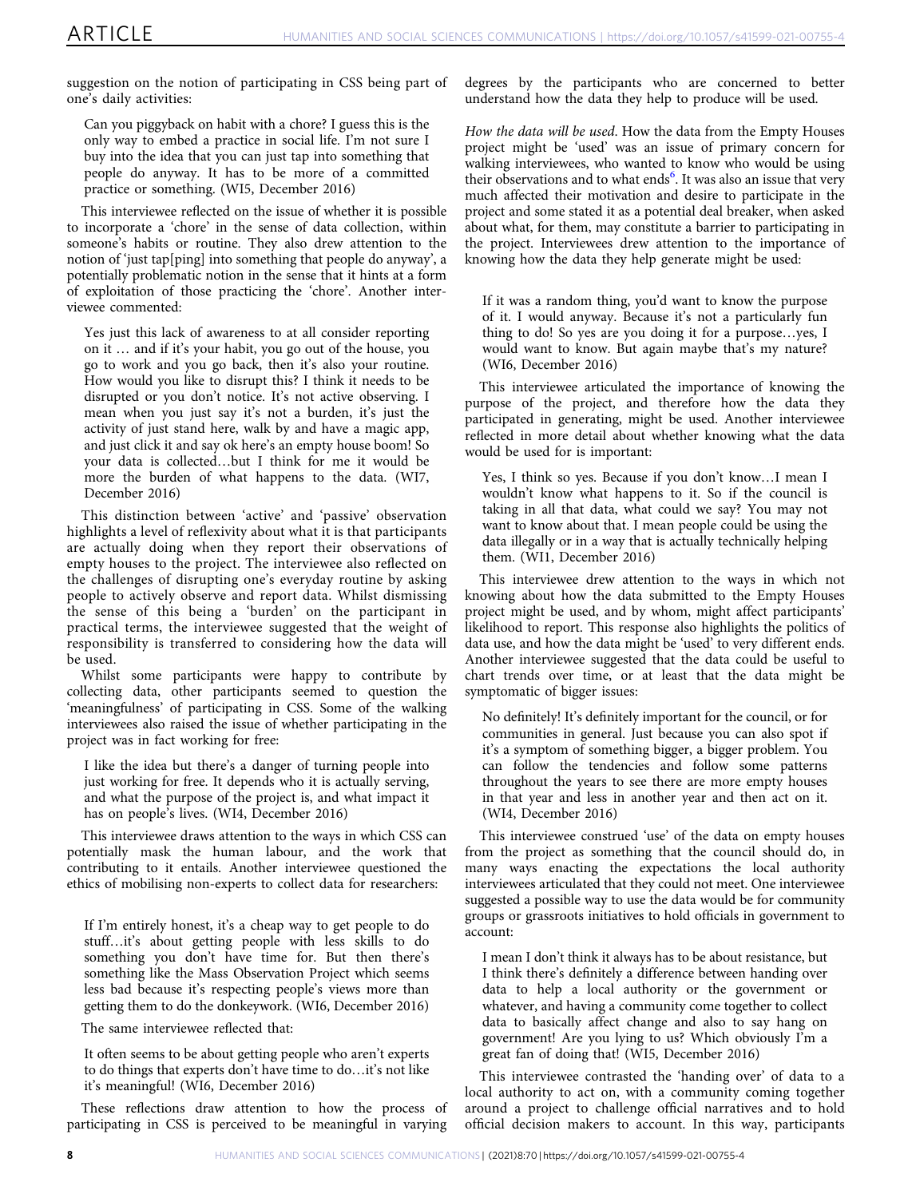suggestion on the notion of participating in CSS being part of one's daily activities:

> Can you piggyback on habit with a chore? I guess this is the only way to embed a practice in social life. I'm not sure I buy into the idea that you can just tap into something that people do anyway. It has to be more of a committed practice or something. (WI5, December 2016)

This interviewee reflected on the issue of whether it is possible to incorporate a 'chore' in the sense of data collection, within someone's habits or routine. They also drew attention to the notion of 'just tap[ping] into something that people do anyway', a potentially problematic notion in the sense that it hints at a form of exploitation of those practicing the 'chore'. Another interviewee commented:

> Yes just this lack of awareness to at all consider reporting on it … and if it's your habit, you go out of the house, you go to work and you go back, then it's also your routine. How would you like to disrupt this? I think it needs to be disrupted or you don't notice. It's not active observing. I mean when you just say it's not a burden, it's just the activity of just stand here, walk by and have a magic app, and just click it and say ok here's an empty house boom! So your data is collected…but I think for me it would be more the burden of what happens to the data. (WI7, December 2016)

This distinction between 'active' and 'passive' observation highlights a level of reflexivity about what it is that participants are actually doing when they report their observations of empty houses to the project. The interviewee also reflected on the challenges of disrupting one's everyday routine by asking people to actively observe and report data. Whilst dismissing the sense of this being a 'burden' on the participant in practical terms, the interviewee suggested that the weight of responsibility is transferred to considering how the data will be used.

Whilst some participants were happy to contribute by collecting data, other participants seemed to question the 'meaningfulness' of participating in CSS. Some of the walking interviewees also raised the issue of whether participating in the project was in fact working for free:

> I like the idea but there's a danger of turning people into just working for free. It depends who it is actually serving, and what the purpose of the project is, and what impact it has on people's lives. (WI4, December 2016)

This interviewee draws attention to the ways in which CSS can potentially mask the human labour, and the work that contributing to it entails. Another interviewee questioned the ethics of mobilising non-experts to collect data for researchers:

> If I'm entirely honest, it's a cheap way to get people to do stuff…it's about getting people with less skills to do something you don't have time for. But then there's something like the Mass Observation Project which seems less bad because it's respecting people's views more than getting them to do the donkeywork. (WI6, December 2016)

The same interviewee reflected that:

> It often seems to be about getting people who aren't experts to do things that experts don't have time to do…it's not like it's meaningful! (WI6, December 2016)

These reflections draw attention to how the process of participating in CSS is perceived to be meaningful in varying degrees by the participants who are concerned to better understand how the data they help to produce will be used.

*How the data will be used*. How the data from the Empty Houses project might be 'used' was an issue of primary concern for walking interviewees, who wanted to know who would be using their observations and to what ends[6]. It was also an issue that very much affected their motivation and desire to participate in the project and some stated it as a potential deal breaker, when asked about what, for them, may constitute a barrier to participating in the project. Interviewees drew attention to the importance of knowing how the data they help generate might be used:

> If it was a random thing, you'd want to know the purpose of it. I would anyway. Because it's not a particularly fun thing to do! So yes are you doing it for a purpose…yes, I would want to know. But again maybe that's my nature? (WI6, December 2016)

This interviewee articulated the importance of knowing the purpose of the project, and therefore how the data they participated in generating, might be used. Another interviewee reflected in more detail about whether knowing what the data would be used for is important:

> Yes, I think so yes. Because if you don't know…I mean I wouldn't know what happens to it. So if the council is taking in all that data, what could we say? You may not want to know about that. I mean people could be using the data illegally or in a way that is actually technically helping them. (WI1, December 2016)

This interviewee drew attention to the ways in which not knowing about how the data submitted to the Empty Houses project might be used, and by whom, might affect participants' likelihood to report. This response also highlights the politics of data use, and how the data might be 'used' to very different ends. Another interviewee suggested that the data could be useful to chart trends over time, or at least that the data might be symptomatic of bigger issues:

> No definitely! It's definitely important for the council, or for communities in general. Just because you can also spot if it's a symptom of something bigger, a bigger problem. You can follow the tendencies and follow some patterns throughout the years to see there are more empty houses in that year and less in another year and then act on it. (WI4, December 2016)

This interviewee construed 'use' of the data on empty houses from the project as something that the council should do, in many ways enacting the expectations the local authority interviewees articulated that they could not meet. One interviewee suggested a possible way to use the data would be for community groups or grassroots initiatives to hold officials in government to account:

> I mean I don't think it always has to be about resistance, but I think there's definitely a difference between handing over data to help a local authority or the government or whatever, and having a community come together to collect data to basically affect change and also to say hang on government! Are you lying to us? Which obviously I'm a great fan of doing that! (WI5, December 2016)

This interviewee contrasted the 'handing over' of data to a local authority to act on, with a community coming together around a project to challenge official narratives and to hold official decision makers to account. In this way, participants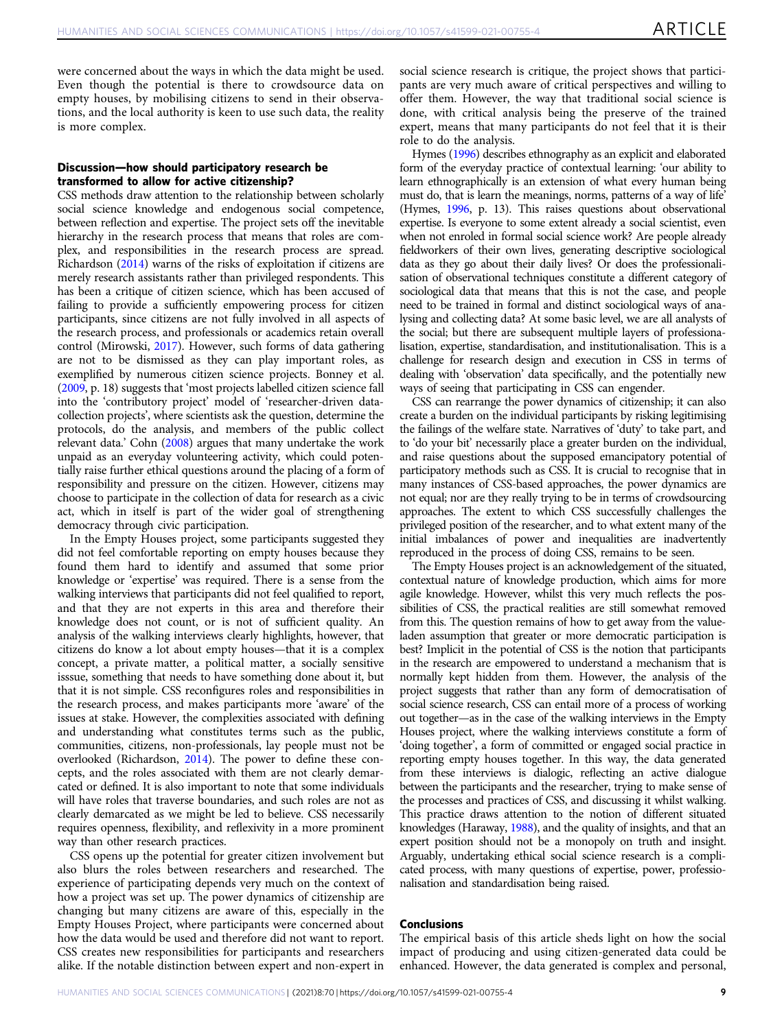were concerned about the ways in which the data might be used. Even though the potential is there to crowdsource data on empty houses, by mobilising citizens to send in their observations, and the local authority is keen to use such data, the reality is more complex.

### Discussion—how should participatory research be transformed to allow for active citizenship?

CSS methods draw attention to the relationship between scholarly social science knowledge and endogenous social competence, between reflection and expertise. The project sets off the inevitable hierarchy in the research process that means that roles are complex, and responsibilities in the research process are spread. Richardson (2014) warns of the risks of exploitation if citizens are merely research assistants rather than privileged respondents. This has been a critique of citizen science, which has been accused of failing to provide a sufficiently empowering process for citizen participants, since citizens are not fully involved in all aspects of the research process, and professionals or academics retain overall control (Mirowski, 2017). However, such forms of data gathering are not to be dismissed as they can play important roles, as exemplified by numerous citizen science projects. Bonney et al. (2009, p. 18) suggests that 'most projects labelled citizen science fall into the 'contributory project' model of 'researcher-driven data-collection projects', where scientists ask the question, determine the protocols, do the analysis, and members of the public collect relevant data.' Cohn (2008) argues that many undertake the work unpaid as an everyday volunteering activity, which could potentially raise further ethical questions around the placing of a form of responsibility and pressure on the citizen. However, citizens may choose to participate in the collection of data for research as a civic act, which in itself is part of the wider goal of strengthening democracy through civic participation.

In the Empty Houses project, some participants suggested they did not feel comfortable reporting on empty houses because they found them hard to identify and assumed that some prior knowledge or 'expertise' was required. There is a sense from the walking interviews that participants did not feel qualified to report, and that they are not experts in this area and therefore their knowledge does not count, or is not of sufficient quality. An analysis of the walking interviews clearly highlights, however, that citizens do know a lot about empty houses—that it is a complex concept, a private matter, a political matter, a socially sensitive isssue, something that needs to have something done about it, but that it is not simple. CSS reconfigures roles and responsibilities in the research process, and makes participants more 'aware' of the issues at stake. However, the complexities associated with defining and understanding what constitutes terms such as the public, communities, citizens, non-professionals, lay people must not be overlooked (Richardson, 2014). The power to define these concepts, and the roles associated with them are not clearly demarcated or defined. It is also important to note that some individuals will have roles that traverse boundaries, and such roles are not as clearly demarcated as we might be led to believe. CSS necessarily requires openness, flexibility, and reflexivity in a more prominent way than other research practices.

CSS opens up the potential for greater citizen involvement but also blurs the roles between researchers and researched. The experience of participating depends very much on the context of how a project was set up. The power dynamics of citizenship are changing but many citizens are aware of this, especially in the Empty Houses Project, where participants were concerned about how the data would be used and therefore did not want to report. CSS creates new responsibilities for participants and researchers alike. If the notable distinction between expert and non-expert in social science research is critique, the project shows that participants are very much aware of critical perspectives and willing to offer them. However, the way that traditional social science is done, with critical analysis being the preserve of the trained expert, means that many participants do not feel that it is their role to do the analysis.

Hymes (1996) describes ethnography as an explicit and elaborated form of the everyday practice of contextual learning: 'our ability to learn ethnographically is an extension of what every human being must do, that is learn the meanings, norms, patterns of a way of life' (Hymes, 1996, p. 13). This raises questions about observational expertise. Is everyone to some extent already a social scientist, even when not enroled in formal social science work? Are people already fieldworkers of their own lives, generating descriptive sociological data as they go about their daily lives? Or does the professionalisation of observational techniques constitute a different category of sociological data that means that this is not the case, and people need to be trained in formal and distinct sociological ways of analysing and collecting data? At some basic level, we are all analysts of the social; but there are subsequent multiple layers of professionalisation, expertise, standardisation, and institutionalisation. This is a challenge for research design and execution in CSS in terms of dealing with 'observation' data specifically, and the potentially new ways of seeing that participating in CSS can engender.

CSS can rearrange the power dynamics of citizenship; it can also create a burden on the individual participants by risking legitimising the failings of the welfare state. Narratives of 'duty' to take part, and to 'do your bit' necessarily place a greater burden on the individual, and raise questions about the supposed emancipatory potential of participatory methods such as CSS. It is crucial to recognise that in many instances of CSS-based approaches, the power dynamics are not equal; nor are they really trying to be in terms of crowdsourcing approaches. The extent to which CSS successfully challenges the privileged position of the researcher, and to what extent many of the initial imbalances of power and inequalities are inadvertently reproduced in the process of doing CSS, remains to be seen.

The Empty Houses project is an acknowledgement of the situated, contextual nature of knowledge production, which aims for more agile knowledge. However, whilst this very much reflects the possibilities of CSS, the practical realities are still somewhat removed from this. The question remains of how to get away from the value-laden assumption that greater or more democratic participation is best? Implicit in the potential of CSS is the notion that participants in the research are empowered to understand a mechanism that is normally kept hidden from them. However, the analysis of the project suggests that rather than any form of democratisation of social science research, CSS can entail more of a process of working out together—as in the case of the walking interviews in the Empty Houses project, where the walking interviews constitute a form of 'doing together', a form of committed or engaged social practice in reporting empty houses together. In this way, the data generated from these interviews is dialogic, reflecting an active dialogue between the participants and the researcher, trying to make sense of the processes and practices of CSS, and discussing it whilst walking. This practice draws attention to the notion of different situated knowledges (Haraway, 1988), and the quality of insights, and that an expert position should not be a monopoly on truth and insight. Arguably, undertaking ethical social science research is a complicated process, with many questions of expertise, power, professionalisation and standardisation being raised.

### Conclusions

The empirical basis of this article sheds light on how the social impact of producing and using citizen-generated data could be enhanced. However, the data generated is complex and personal,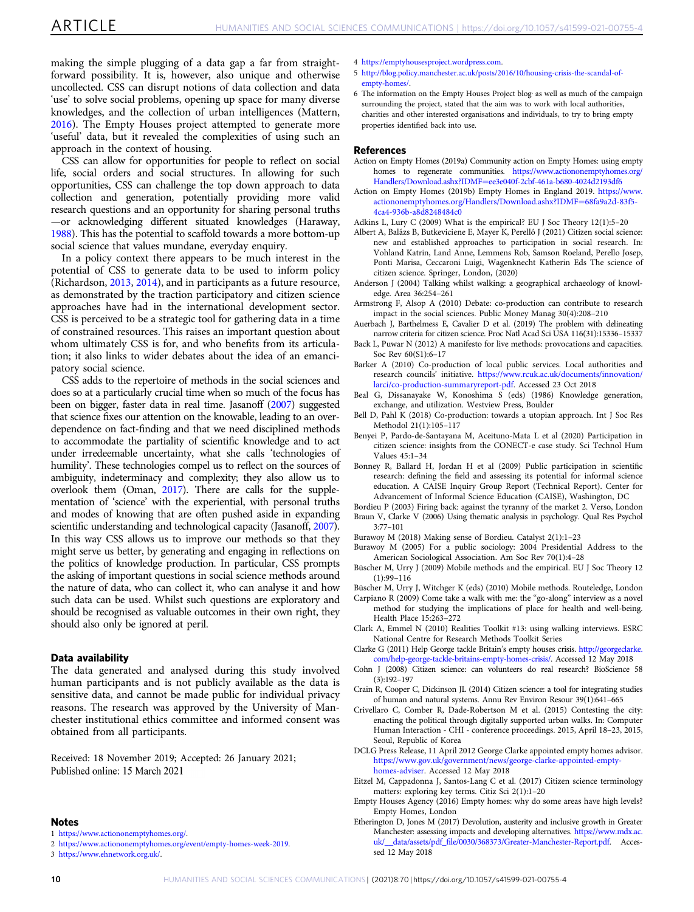making the simple plugging of a data gap a far from straightforward possibility. It is, however, also unique and otherwise uncollected. CSS can disrupt notions of data collection and data 'use' to solve social problems, opening up space for many diverse knowledges, and the collection of urban intelligences (Mattern, 2016). The Empty Houses project attempted to generate more 'useful' data, but it revealed the complexities of using such an approach in the context of housing.

CSS can allow for opportunities for people to reflect on social life, social orders and social structures. In allowing for such opportunities, CSS can challenge the top down approach to data collection and generation, potentially providing more valid research questions and an opportunity for sharing personal truths—or acknowledging different situated knowledges (Haraway, 1988). This has the potential to scaffold towards a more bottom-up social science that values mundane, everyday enquiry.

In a policy context there appears to be much interest in the potential of CSS to generate data to be used to inform policy (Richardson, 2013, 2014), and in participants as a future resource, as demonstrated by the traction participatory and citizen science approaches have had in the international development sector. CSS is perceived to be a strategic tool for gathering data in a time of constrained resources. This raises an important question about whom ultimately CSS is for, and who benefits from its articulation; it also links to wider debates about the idea of an emancipatory social science.

CSS adds to the repertoire of methods in the social sciences and does so at a particularly crucial time when so much of the focus has been on bigger, faster data in real time. Jasanoff (2007) suggested that science fixes our attention on the knowable, leading to an over-dependence on fact-finding and that we need disciplined methods to accommodate the partiality of scientific knowledge and to act under irredeemable uncertainty, what she calls 'technologies of humility'. These technologies compel us to reflect on the sources of ambiguity, indeterminacy and complexity; they also allow us to overlook them (Oman, 2017). There are calls for the supplementation of 'science' with the experiential, with personal truths and modes of knowing that are often pushed aside in expanding scientific understanding and technological capacity (Jasanoff, 2007). In this way CSS allows us to improve our methods so that they might serve us better, by generating and engaging in reflections on the politics of knowledge production. In particular, CSS prompts the asking of important questions in social science methods around the nature of data, who can collect it, who can analyse it and how such data can be used. Whilst such questions are exploratory and should be recognised as valuable outcomes in their own right, they should also only be ignored at peril.

### Data availability

The data generated and analysed during this study involved human participants and is not publicly available as the data is sensitive data, and cannot be made public for individual privacy reasons. The research was approved by the University of Manchester institutional ethics committee and informed consent was obtained from all participants.

Received: 18 November 2019; Accepted: 26 January 2021;
Published online: 15 March 2021

### Notes

1 https://www.actiononemptyhomes.org/.
2 https://www.actiononemptyhomes.org/event/empty-homes-week-2019.
3 https://www.ehnetwork.org.uk/.
4 https://emptyhousesproject.wordpress.com.
5 http://blog.policy.manchester.ac.uk/posts/2016/10/housing-crisis-the-scandal-of-empty-homes/.
6 The information on the Empty Houses Project blog as well as much of the campaign surrounding the project, stated that the aim was to work with local authorities, charities and other interested organisations and individuals, to try to bring empty properties identified back into use.

### References

Action on Empty Homes (2019a) Community action on Empty Homes: using empty homes to regenerate communities. https://www.actiononemptyhomes.org/Handlers/Download.ashx?IDMF=ee3e040f-2cbf-461a-b680-4024d2193df6

Action on Empty Homes (2019b) Empty Homes in England 2019. https://www.actiononemptyhomes.org/Handlers/Download.ashx?IDMF=68fa9a2d-83f5-4ca4-936b-a8d8248484c0

Adkins L, Lury C (2009) What is the empirical? EU J Soc Theory 12(1):5–20

Albert A, Balázs B, Butkeviciene E, Mayer K, Perelló J (2021) Citizen social science: new and established approaches to participation in social research. In: Vohland Katrin, Land Anne, Lemmens Rob, Samson Roeland, Perello Josep, Ponti Marisa, Ceccaroni Luigi, Wagenknecht Katherin Eds The science of citizen science. Springer, London, (2020)

Anderson J (2004) Talking whilst walking: a geographical archaeology of knowledge. Area 36:254–261

Armstrong F, Alsop A (2010) Debate: co-production can contribute to research impact in the social sciences. Public Money Manag 30(4):208–210

Auerbach J, Barthelmess E, Cavalier D et al. (2019) The problem with delineating narrow criteria for citizen science. Proc Natl Acad Sci USA 116(31):15336–15337

Back L, Puwar N (2012) A manifesto for live methods: provocations and capacities. Soc Rev 60(S1):6–17

Barker A (2010) Co-production of local public services. Local authorities and research councils' initiative. https://www.rcuk.ac.uk/documents/innovation/larci/co-production-summaryreport-pdf. Accessed 23 Oct 2018

Beal G, Dissanayake W, Konoshima S (eds) (1986) Knowledge generation, exchange, and utilization. Westview Press, Boulder

Bell D, Pahl K (2018) Co-production: towards a utopian approach. Int J Soc Res Methodol 21(1):105–117

Benyei P, Pardo-de-Santayana M, Aceituno-Mata L et al (2020) Participation in citizen science: insights from the CONECT-e case study. Sci Technol Hum Values 45:1–34

Bonney R, Ballard H, Jordan H et al (2009) Public participation in scientific research: defining the field and assessing its potential for informal science education. A CAISE Inquiry Group Report (Technical Report). Center for Advancement of Informal Science Education (CAISE), Washington, DC

Bordieu P (2003) Firing back: against the tyranny of the market 2. Verso, London

Braun V, Clarke V (2006) Using thematic analysis in psychology. Qual Res Psychol 3:77–101

Burawoy M (2018) Making sense of Bordieu. Catalyst 2(1):1–23

Burawoy M (2005) For a public sociology: 2004 Presidential Address to the American Sociological Association. Am Soc Rev 70(1):4–28

Büscher M, Urry J (2009) Mobile methods and the empirical. EU J Soc Theory 12 (1):99–116

Büscher M, Urry J, Witchger K (eds) (2010) Mobile methods. Routeledge, London

Carpiano R (2009) Come take a walk with me: the "go-along" interview as a novel method for studying the implications of place for health and well-being. Health Place 15:263–272

Clark A, Emmel N (2010) Realities Toolkit #13: using walking interviews. ESRC National Centre for Research Methods Toolkit Series

Clarke G (2011) Help George tackle Britain's empty houses crisis. http://georgeclarke.com/help-george-tackle-britains-empty-homes-crisis/. Accessed 12 May 2018

Cohn J (2008) Citizen science: can volunteers do real research? BioScience 58 (3):192–197

Crain R, Cooper C, Dickinson JL (2014) Citizen science: a tool for integrating studies of human and natural systems. Annu Rev Environ Resour 39(1):641–665

Crivellaro C, Comber R, Dade-Robertson M et al. (2015) Contesting the city: enacting the political through digitally supported urban walks. In: Computer Human Interaction - CHI - conference proceedings. 2015, April 18–23, 2015, Seoul, Republic of Korea

DCLG Press Release, 11 April 2012 George Clarke appointed empty homes advisor. https://www.gov.uk/government/news/george-clarke-appointed-empty-homes-adviser. Accessed 12 May 2018

Eitzel M, Cappadonna J, Santos-Lang C et al. (2017) Citizen science terminology matters: exploring key terms. Citiz Sci 2(1):1–20

Empty Houses Agency (2016) Empty homes: why do some areas have high levels? Empty Homes, London

Etherington D, Jones M (2017) Devolution, austerity and inclusive growth in Greater Manchester: assessing impacts and developing alternatives. https://www.mdx.ac.uk/__data/assets/pdf_file/0030/368373/Greater-Manchester-Report.pdf. Accessed 12 May 2018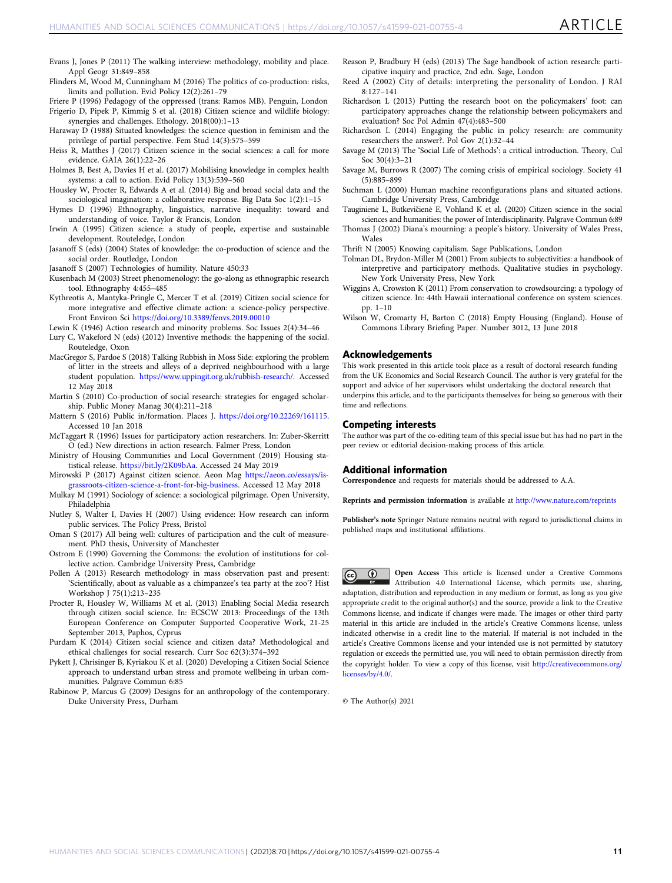Evans J, Jones P (2011) The walking interview: methodology, mobility and place. Appl Geogr 31:849–858

Flinders M, Wood M, Cunningham M (2016) The politics of co-production: risks, limits and pollution. Evid Policy 12(2):261–79

Friere P (1996) Pedagogy of the oppressed (trans: Ramos MB). Penguin, London

Frigerio D, Pipek P, Kimmig S et al. (2018) Citizen science and wildlife biology: synergies and challenges. Ethology. 2018(00):1–13

Haraway D (1988) Situated knowledges: the science question in feminism and the privilege of partial perspective. Fem Stud 14(3):575–599

Heiss R, Matthes J (2017) Citizen science in the social sciences: a call for more evidence. GAIA 26(1):22–26

Holmes B, Best A, Davies H et al. (2017) Mobilising knowledge in complex health systems: a call to action. Evid Policy 13(3):539–560

Housley W, Procter R, Edwards A et al. (2014) Big and broad social data and the sociological imagination: a collaborative response. Big Data Soc 1(2):1–15

Hymes D (1996) Ethnography, linguistics, narrative inequality: toward and understanding of voice. Taylor & Francis, London

Irwin A (1995) Citizen science: a study of people, expertise and sustainable development. Routeledge, London

Jasanoff S (eds) (2004) States of knowledge: the co-production of science and the social order. Routledge, London

Jasanoff S (2007) Technologies of humility. Nature 450:33

Kusenbach M (2003) Street phenomenology: the go-along as ethnographic research tool. Ethnography 4:455–485

Kythreotis A, Mantyka-Pringle C, Mercer T et al. (2019) Citizen social science for more integrative and effective climate action: a science-policy perspective. Front Environ Sci https://doi.org/10.3389/fenvs.2019.00010

Lewin K (1946) Action research and minority problems. Soc Issues 2(4):34–46

Lury C, Wakeford N (eds) (2012) Inventive methods: the happening of the social. Routeledge, Oxon

MacGregor S, Pardoe S (2018) Talking Rubbish in Moss Side: exploring the problem of litter in the streets and alleys of a deprived neighbourhood with a large student population. https://www.uppingit.org.uk/rubbish-research/. Accessed 12 May 2018

Martin S (2010) Co-production of social research: strategies for engaged scholarship. Public Money Manag 30(4):211–218

Mattern S (2016) Public in/formation. Places J. https://doi.org/10.22269/161115. Accessed 10 Jan 2018

McTaggart R (1996) Issues for participatory action researchers. In: Zuber-Skerritt O (ed.) New directions in action research. Falmer Press, London

Ministry of Housing Communities and Local Government (2019) Housing statistical release. https://bit.ly/2K09bAa. Accessed 24 May 2019

Mirowski P (2017) Against citizen science. Aeon Mag https://aeon.co/essays/is-grassroots-citizen-science-a-front-for-big-business. Accessed 12 May 2018

Mulkay M (1991) Sociology of science: a sociological pilgrimage. Open University, Philadelphia

Nutley S, Walter I, Davies H (2007) Using evidence: How research can inform public services. The Policy Press, Bristol

Oman S (2017) All being well: cultures of participation and the cult of measurement. PhD thesis, University of Manchester

Ostrom E (1990) Governing the Commons: the evolution of institutions for collective action. Cambridge University Press, Cambridge

Pollen A (2013) Research methodology in mass observation past and present: 'Scientifically, about as valuable as a chimpanzee's tea party at the zoo'? Hist Workshop J 75(1):213–235

Procter R, Housley W, Williams M et al. (2013) Enabling Social Media research through citizen social science. In: ECSCW 2013: Proceedings of the 13th European Conference on Computer Supported Cooperative Work, 21-25 September 2013, Paphos, Cyprus

Purdam K (2014) Citizen social science and citizen data? Methodological and ethical challenges for social research. Curr Soc 62(3):374–392

Pykett J, Chrisinger B, Kyriakou K et al. (2020) Developing a Citizen Social Science approach to understand urban stress and promote wellbeing in urban communities. Palgrave Commun 6:85

Rabinow P, Marcus G (2009) Designs for an anthropology of the contemporary. Duke University Press, Durham

Reason P, Bradbury H (eds) (2013) The Sage handbook of action research: participative inquiry and practice, 2nd edn. Sage, London

Reed A (2002) City of details: interpreting the personality of London. J RAI 8:127–141

Richardson L (2013) Putting the research boot on the policymakers' foot: can participatory approaches change the relationship between policymakers and evaluation? Soc Pol Admin 47(4):483–500

Richardson L (2014) Engaging the public in policy research: are community researchers the answer?. Pol Gov 2(1):32–44

Savage M (2013) The 'Social Life of Methods': a critical introduction. Theory, Cul Soc 30(4):3–21

Savage M, Burrows R (2007) The coming crisis of empirical sociology. Society 41 (5):885–899

Suchman L (2000) Human machine reconfigurations plans and situated actions. Cambridge University Press, Cambridge

Tauginienė L, Butkevičienė E, Vohland K et al. (2020) Citizen science in the social sciences and humanities: the power of Interdisciplinarity. Palgrave Commun 6:89

Thomas J (2002) Diana's mourning: a people's history. University of Wales Press, Wales

Thrift N (2005) Knowing capitalism. Sage Publications, London

Tolman DL, Brydon-Miller M (2001) From subjects to subjectivities: a handbook of interpretive and participatory methods. Qualitative studies in psychology. New York University Press, New York

Wiggins A, Crowston K (2011) From conservation to crowdsourcing: a typology of citizen science. In: 44th Hawaii international conference on system sciences. pp. 1–10

Wilson W, Cromarty H, Barton C (2018) Empty Housing (England). House of Commons Library Briefing Paper. Number 3012, 13 June 2018

## Acknowledgements

This work presented in this article took place as a result of doctoral research funding from the UK Economics and Social Research Council. The author is very grateful for the support and advice of her supervisors whilst undertaking the doctoral research that underpins this article, and to the participants themselves for being so generous with their time and reflections.

## Competing interests

The author was part of the co-editing team of this special issue but has had no part in the peer review or editorial decision-making process of this article.

## Additional information

**Correspondence** and requests for materials should be addressed to A.A.

**Reprints and permission information** is available at http://www.nature.com/reprints

**Publisher's note** Springer Nature remains neutral with regard to jurisdictional claims in published maps and institutional affiliations.

**Open Access** This article is licensed under a Creative Commons Attribution 4.0 International License, which permits use, sharing, adaptation, distribution and reproduction in any medium or format, as long as you give appropriate credit to the original author(s) and the source, provide a link to the Creative Commons license, and indicate if changes were made. The images or other third party material in this article are included in the article's Creative Commons license, unless indicated otherwise in a credit line to the material. If material is not included in the article's Creative Commons license and your intended use is not permitted by statutory regulation or exceeds the permitted use, you will need to obtain permission directly from the copyright holder. To view a copy of this license, visit http://creativecommons.org/licenses/by/4.0/.

© The Author(s) 2021